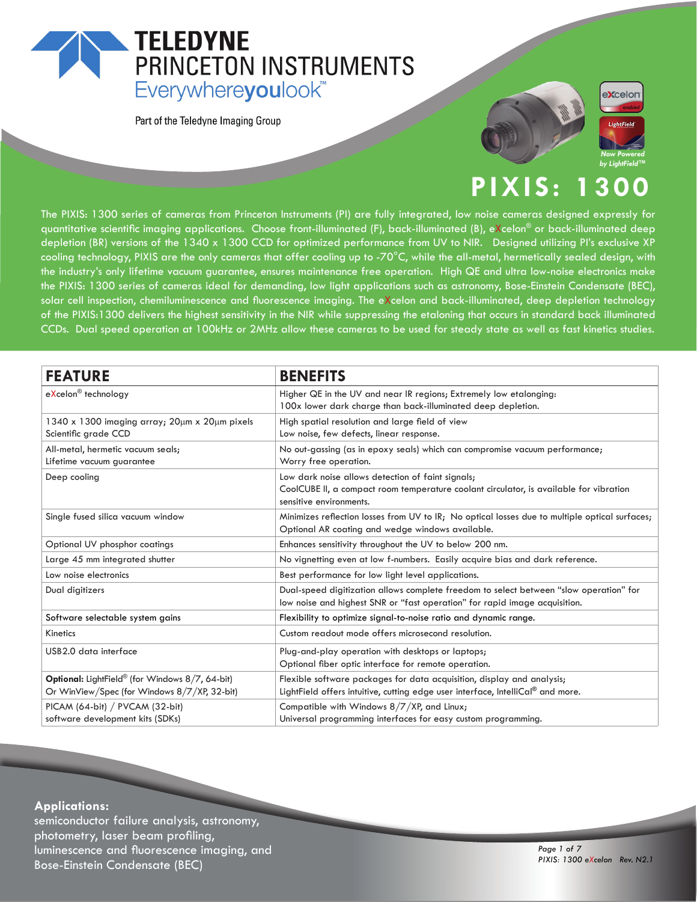# TELEDYNE PRINCETON INSTRUMENTS

Everywhereyoulook™

Part of the Teledyne Imaging Group

Now Powered by LightField™

# PIXIS: 1300

The PIXIS: 1300 series of cameras from Princeton Instruments (PI) are fully integrated, low noise cameras designed expressly for quantitative scientific imaging applications. Choose front-illuminated (F), back-illuminated (B), eXcelon® or back-illuminated deep depletion (BR) versions of the 1340 x 1300 CCD for optimized performance from UV to NIR. Designed utilizing PI's exclusive XP cooling technology, PIXIS are the only cameras that offer cooling up to -70°C, while the all-metal, hermetically sealed design, with the industry's only lifetime vacuum guarantee, ensures maintenance free operation. High QE and ultra low-noise electronics make the PIXIS: 1300 series of cameras ideal for demanding, low light applications such as astronomy, Bose-Einstein Condensate (BEC), solar cell inspection, chemiluminescence and fluorescence imaging. The eXcelon and back-illuminated, deep depletion technology of the PIXIS:1300 delivers the highest sensitivity in the NIR while suppressing the etaloning that occurs in standard back illuminated CCDs. Dual speed operation at 100kHz or 2MHz allow these cameras to be used for steady state as well as fast kinetics studies.

| FEATURE | BENEFITS |
|---|---|
| eXcelon® technology | Higher QE in the UV and near IR regions; Extremely low etalonging:<br>100x lower dark charge than back-illuminated deep depletion. |
| 1340 x 1300 imaging array; 20µm x 20µm pixels<br>Scientific grade CCD | High spatial resolution and large field of view<br>Low noise, few defects, linear response. |
| All-metal, hermetic vacuum seals;<br>Lifetime vacuum guarantee | No out-gassing (as in epoxy seals) which can compromise vacuum performance;<br>Worry free operation. |
| Deep cooling | Low dark noise allows detection of faint signals;<br>CoolCUBE II, a compact room temperature coolant circulator, is available for vibration sensitive environments. |
| Single fused silica vacuum window | Minimizes reflection losses from UV to IR; No optical losses due to multiple optical surfaces;<br>Optional AR coating and wedge windows available. |
| Optional UV phosphor coatings | Enhances sensitivity throughout the UV to below 200 nm. |
| Large 45 mm integrated shutter | No vignetting even at low f-numbers. Easily acquire bias and dark reference. |
| Low noise electronics | Best performance for low light level applications. |
| Dual digitizers | Dual-speed digitization allows complete freedom to select between "slow operation" for low noise and highest SNR or "fast operation" for rapid image acquisition. |
| Software selectable system gains | Flexibility to optimize signal-to-noise ratio and dynamic range. |
| Kinetics | Custom readout mode offers microsecond resolution. |
| USB2.0 data interface | Plug-and-play operation with desktops or laptops;<br>Optional fiber optic interface for remote operation. |
| **Optional:** LightField® (for Windows 8/7, 64-bit)<br>Or WinView/Spec (for Windows 8/7/XP, 32-bit) | Flexible software packages for data acquisition, display and analysis;<br>LightField offers intuitive, cutting edge user interface, IntelliCal® and more. |
| PICAM (64-bit) / PVCAM (32-bit)<br>software development kits (SDKs) | Compatible with Windows 8/7/XP, and Linux;<br>Universal programming interfaces for easy custom programming. |

**Applications:**
semiconductor failure analysis, astronomy, photometry, laser beam profiling, luminescence and fluorescence imaging, and Bose-Einstein Condensate (BEC)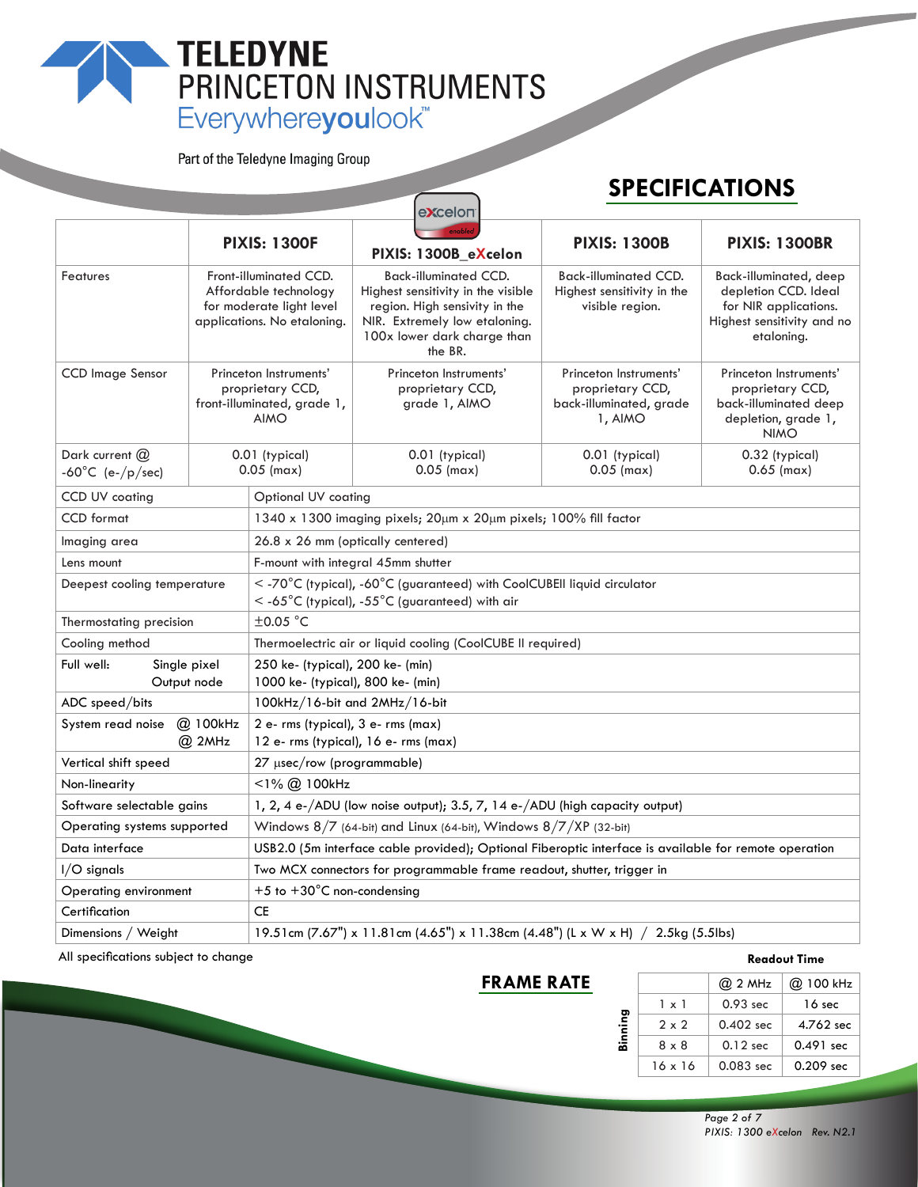# TELEDYNE PRINCETON INSTRUMENTS

Everywhereyoulook™

Part of the Teledyne Imaging Group

## SPECIFICATIONS

| | PIXIS: 1300F | PIXIS: 1300B_eXcelon | PIXIS: 1300B | PIXIS: 1300BR |
|---|---|---|---|---|
| Features | Front-illuminated CCD. Affordable technology for moderate light level applications. No etaloning. | Back-illuminated CCD. Highest sensitivity in the visible region. High sensitivity in the NIR. Extremely low etaloning. 100x lower dark charge than the BR. | Back-illuminated CCD. Highest sensitivity in the visible region. | Back-illuminated, deep depletion CCD. Ideal for NIR applications. Highest sensitivity and no etaloning. |
| CCD Image Sensor | Princeton Instruments' proprietary CCD, front-illuminated, grade 1, AIMO | Princeton Instruments' proprietary CCD, grade 1, AIMO | Princeton Instruments' proprietary CCD, back-illuminated, grade 1, AIMO | Princeton Instruments' proprietary CCD, back-illuminated deep depletion, grade 1, NIMO |
| Dark current @ -60°C (e-/p/sec) | 0.01 (typical) 0.05 (max) | 0.01 (typical) 0.05 (max) | 0.01 (typical) 0.05 (max) | 0.32 (typical) 0.65 (max) |

| | |
|---|---|
| CCD UV coating | Optional UV coating |
| CCD format | 1340 x 1300 imaging pixels; 20µm x 20µm pixels; 100% fill factor |
| Imaging area | 26.8 x 26 mm (optically centered) |
| Lens mount | F-mount with integral 45mm shutter |
| Deepest cooling temperature | < -70°C (typical), -60°C (guaranteed) with CoolCUBEII liquid circulator<br>< -65°C (typical), -55°C (guaranteed) with air |
| Thermostating precision | ±0.05 °C |
| Cooling method | Thermoelectric air or liquid cooling (CoolCUBE II required) |
| Full well: Single pixel<br>Output node | 250 ke- (typical), 200 ke- (min)<br>1000 ke- (typical), 800 ke- (min) |
| ADC speed/bits | 100kHz/16-bit and 2MHz/16-bit |
| System read noise @ 100kHz<br>@ 2MHz | 2 e- rms (typical), 3 e- rms (max)<br>12 e- rms (typical), 16 e- rms (max) |
| Vertical shift speed | 27 µsec/row (programmable) |
| Non-linearity | <1% @ 100kHz |
| Software selectable gains | 1, 2, 4 e-/ADU (low noise output); 3.5, 7, 14 e-/ADU (high capacity output) |
| Operating systems supported | Windows 8/7 (64-bit) and Linux (64-bit), Windows 8/7/XP (32-bit) |
| Data interface | USB2.0 (5m interface cable provided); Optional Fiberoptic interface is available for remote operation |
| I/O signals | Two MCX connectors for programmable frame readout, shutter, trigger in |
| Operating environment | +5 to +30°C non-condensing |
| Certification | CE |
| Dimensions / Weight | 19.51cm (7.67") x 11.81cm (4.65") x 11.38cm (4.48") (L x W x H) / 2.5kg (5.5lbs) |

All specifications subject to change

## FRAME RATE

**Readout Time**

| Binning | @ 2 MHz | @ 100 kHz |
|---|---|---|
| 1 x 1 | 0.93 sec | 16 sec |
| 2 x 2 | 0.402 sec | 4.762 sec |
| 8 x 8 | 0.12 sec | 0.491 sec |
| 16 x 16 | 0.083 sec | 0.209 sec |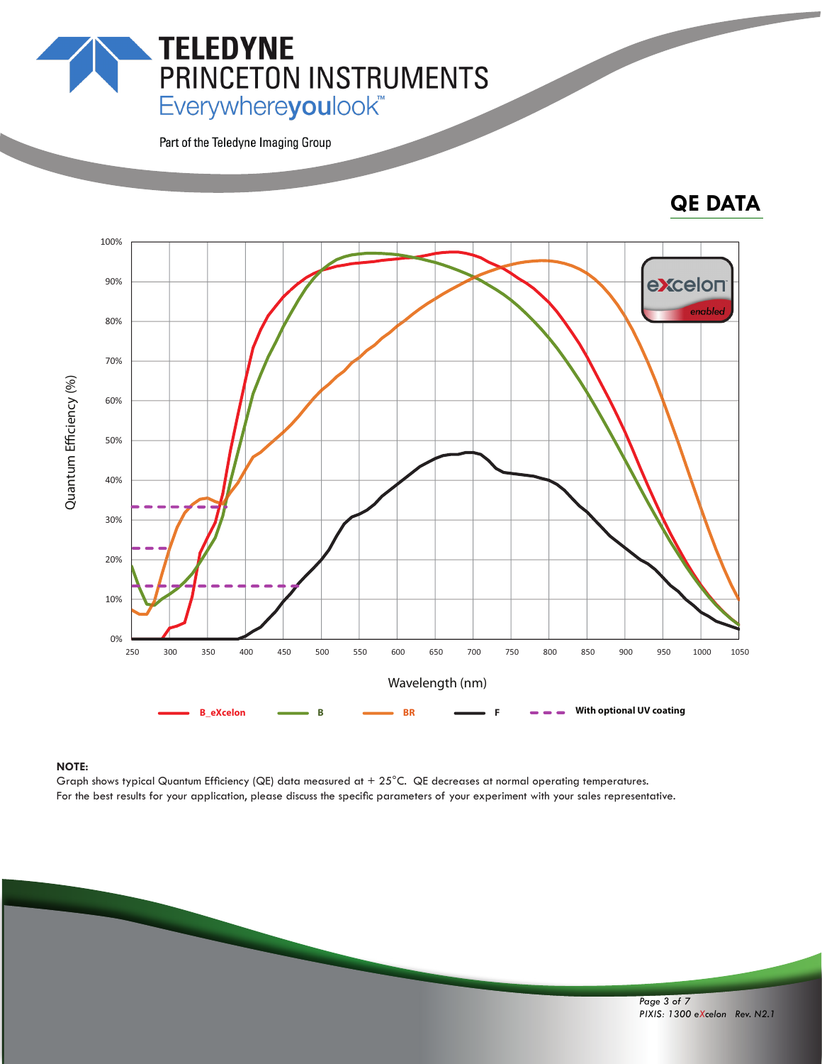# TELEDYNE PRINCETON INSTRUMENTS

Everywhereyoulook™

Part of the Teledyne Imaging Group

## QE DATA

Quantum Efficiency (%)

100%
90%
80%
70%
60%
50%
40%
30%
20%
10%
0%

250 300 350 400 450 500 550 600 650 700 750 800 850 900 950 1000 1050

Wavelength (nm)

B_eXcelon — B — BR — F — With optional UV coating

excelon enabled

**NOTE:**
Graph shows typical Quantum Efficiency (QE) data measured at + 25°C. QE decreases at normal operating temperatures.
For the best results for your application, please discuss the specific parameters of your experiment with your sales representative.

*PIXIS: 1300 eXcelon Rev. N2.1*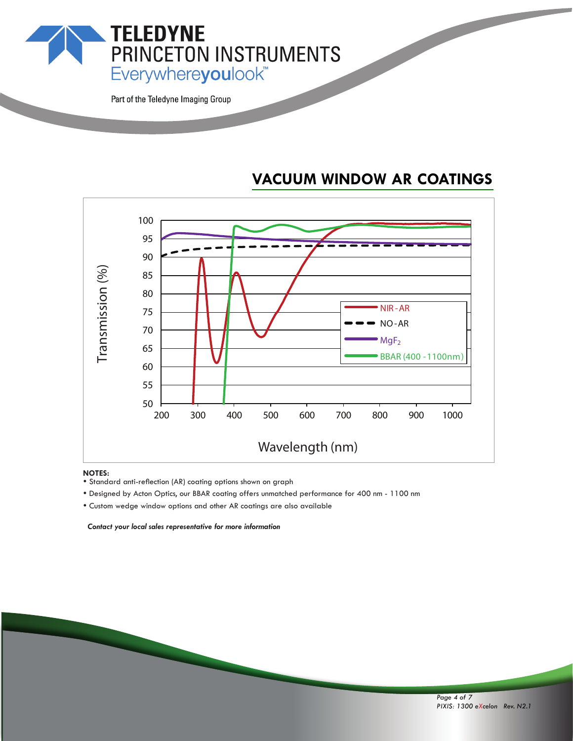## VACUUM WINDOW AR COATINGS

**NOTES:**

- Standard anti-reflection (AR) coating options shown on graph
- Designed by Acton Optics, our BBAR coating offers unmatched performance for 400 nm - 1100 nm
- Custom wedge window options and other AR coatings are also available

***Contact your local sales representative for more information***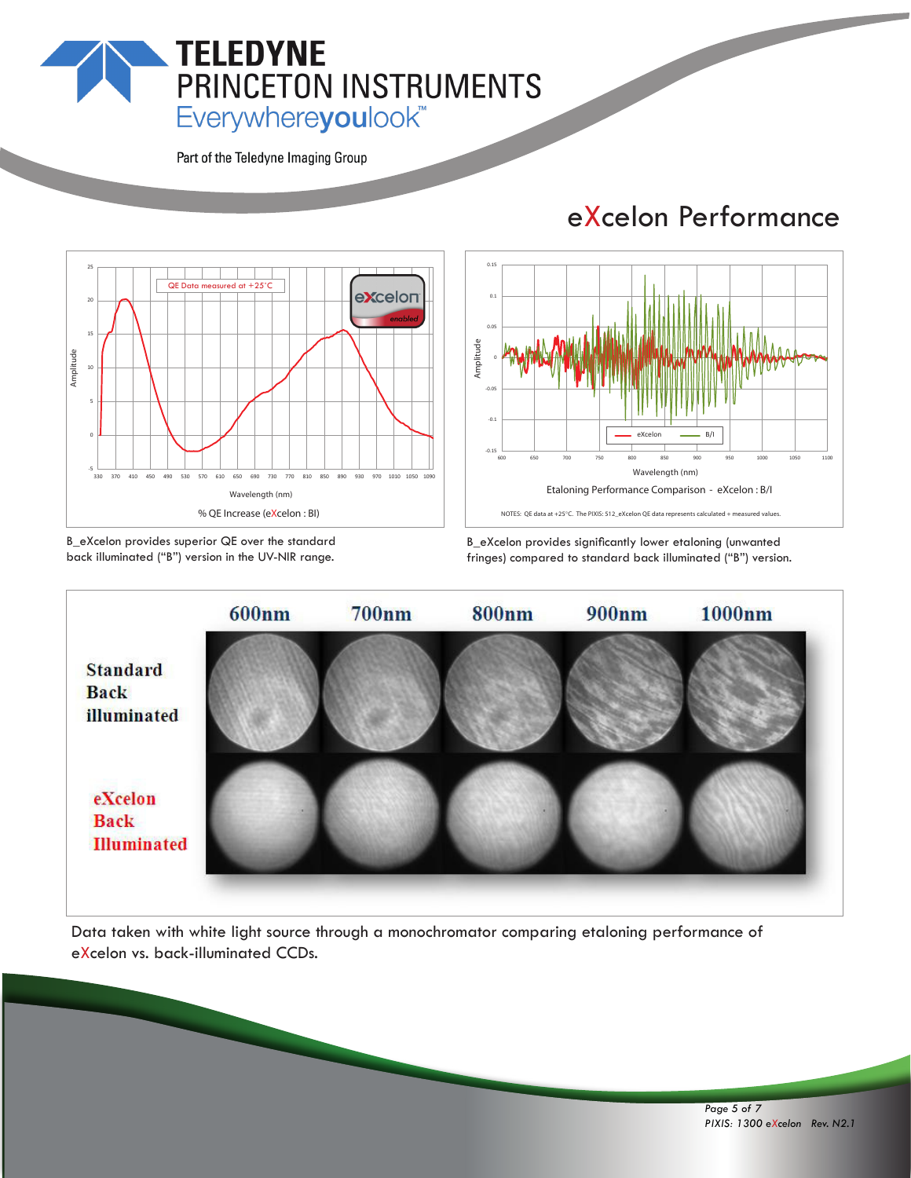# eXcelon Performance

QE Data measured at +25°C

% QE Increase (eXcelon : BI)

B_eXcelon provides superior QE over the standard back illuminated ("B") version in the UV-NIR range.

Etaloning Performance Comparison - eXcelon : B/I

NOTES: QE data at +25°C. The PIXIS: 512_eXcelon QE data represents calculated + measured values.

B_eXcelon provides significantly lower etaloning (unwanted fringes) compared to standard back illuminated ("B") version.

Data taken with white light source through a monochromator comparing etaloning performance of eXcelon vs. back-illuminated CCDs.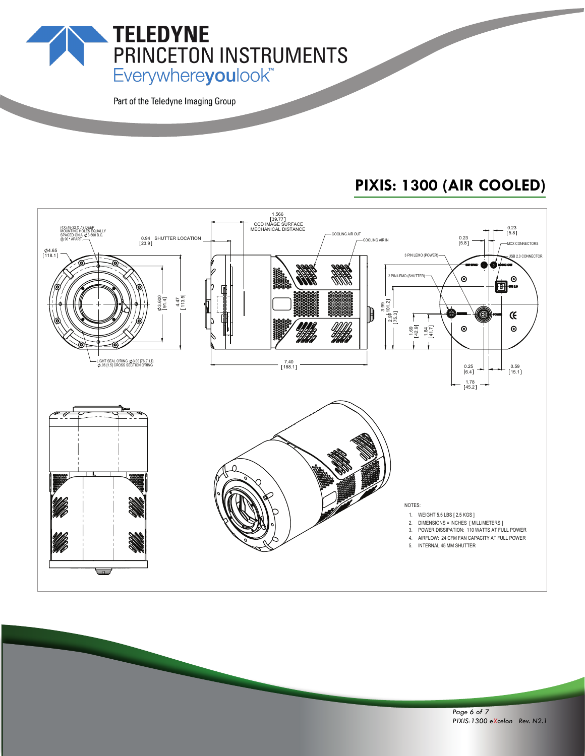# PIXIS: 1300 (AIR COOLED)

(4X) #8-32 X .19 DEEP MOUNTING HOLES EQUALLY SPACED ON A ⌀3.600 B.C. @ 90° APART.

⌀4.65 [118.1]

0.94 [23.9] SHUTTER LOCATION

1.566 [39.77] CCD IMAGE SURFACE MECHANICAL DISTANCE

COOLING AIR OUT

COOLING AIR IN

⌀3.600 [91.4]

4.47 [113.5]

LIGHT SEAL O'RING ⌀3.00 [76.2] I.D. ⌀.06 [1.5] CROSS SECTION O'RING

7.40 [188.1]

3.99 [101.2]

2.97 [75.3]

1.69 [42.9]

1.64 [41.7]

3 PIN LEMO (POWER)

2 PIN LEMO (SHUTTER)

0.23 [5.8]

0.23 [5.8]

MCX CONNECTORS

USB 2.0 CONNECTOR

0.25 [6.4]

0.59 [15.1]

1.78 [45.2]

NOTES:

1. WEIGHT 5.5 LBS [ 2.5 KGS ]
2. DIMENSIONS = INCHES [ MILLIMETERS ]
3. POWER DISSIPATION: 110 WATTS AT FULL POWER
4. AIRFLOW: 24 CFM FAN CAPACITY AT FULL POWER
5. INTERNAL 45 MM SHUTTER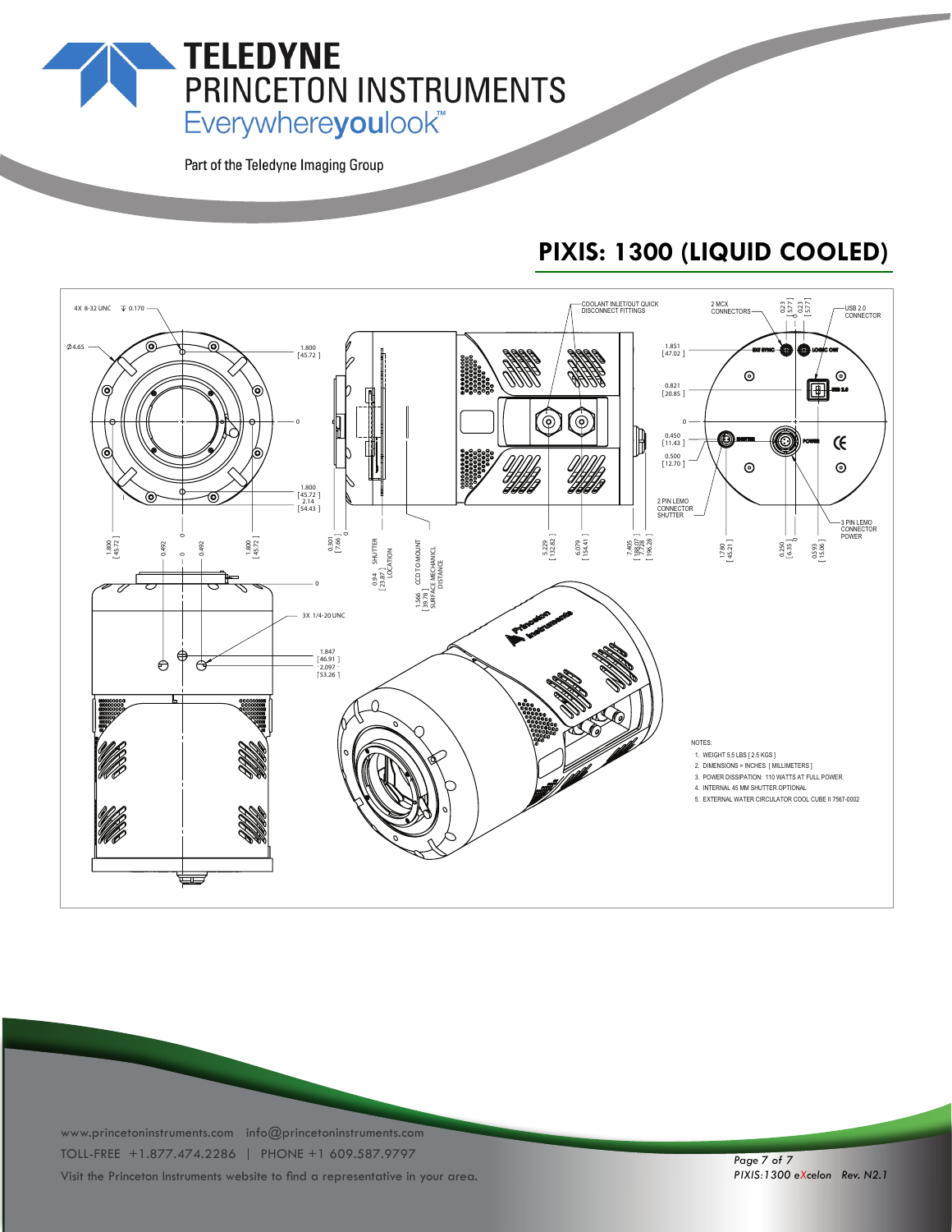# TELEDYNE PRINCETON INSTRUMENTS

Everywhereyoulook™

Part of the Teledyne Imaging Group

## PIXIS: 1300 (LIQUID COOLED)

4X 8-32 UNC ⊽ 0.170

Ø4.65

1.800 [45.72]

1.800 [45.72]

2.14 [54.43]

COOLANT INLET/OUT QUICK DISCONNECT FITTINGS

2 MCX CONNECTORS

USB 2.0 CONNECTOR

1.851 [47.02]

0.821 [20.85]

0.450 [11.43]

0.500 [12.70]

2 PIN LEMO CONNECTOR SHUTTER

3 PIN LEMO CONNECTOR POWER

EXT SYNC

LOGIC OUT

USB 2.0

SHUTTER

POWER

1.800 [45.72]

0.492

0.492

1.800 [45.72]

0.301 [7.66]

0.94 [23.87] SHUTTER LOCATION

1.566 [39.78] CCD TO MOUNT SURFACE MECHANICL DISTANCE

5.229 [132.82]

6.079 [154.41]

7.405 [188.07]

7.728 [196.28]

1.780 [45.21]

0.250 [6.35]

0.593 [15.06]

.023 [.577]

.023 [.577]

3X 1/4-20 UNC

1.847 [46.91]

2.097 [53.26]

NOTES:

1. WEIGHT 5.5 LBS [2.5 KGS]
2. DIMENSIONS = INCHES [MILLIMETERS]
3. POWER DISSIPATION: 110 WATTS AT FULL POWER
4. INTERNAL 45 MM SHUTTER OPTIONAL
5. EXTERNAL WATER CIRCULATOR COOL CUBE II 7567-0002

www.princetoninstruments.com info@princetoninstruments.com

TOLL-FREE +1.877.474.2286 | PHONE +1 609.587.9797

Visit the Princeton Instruments website to find a representative in your area.